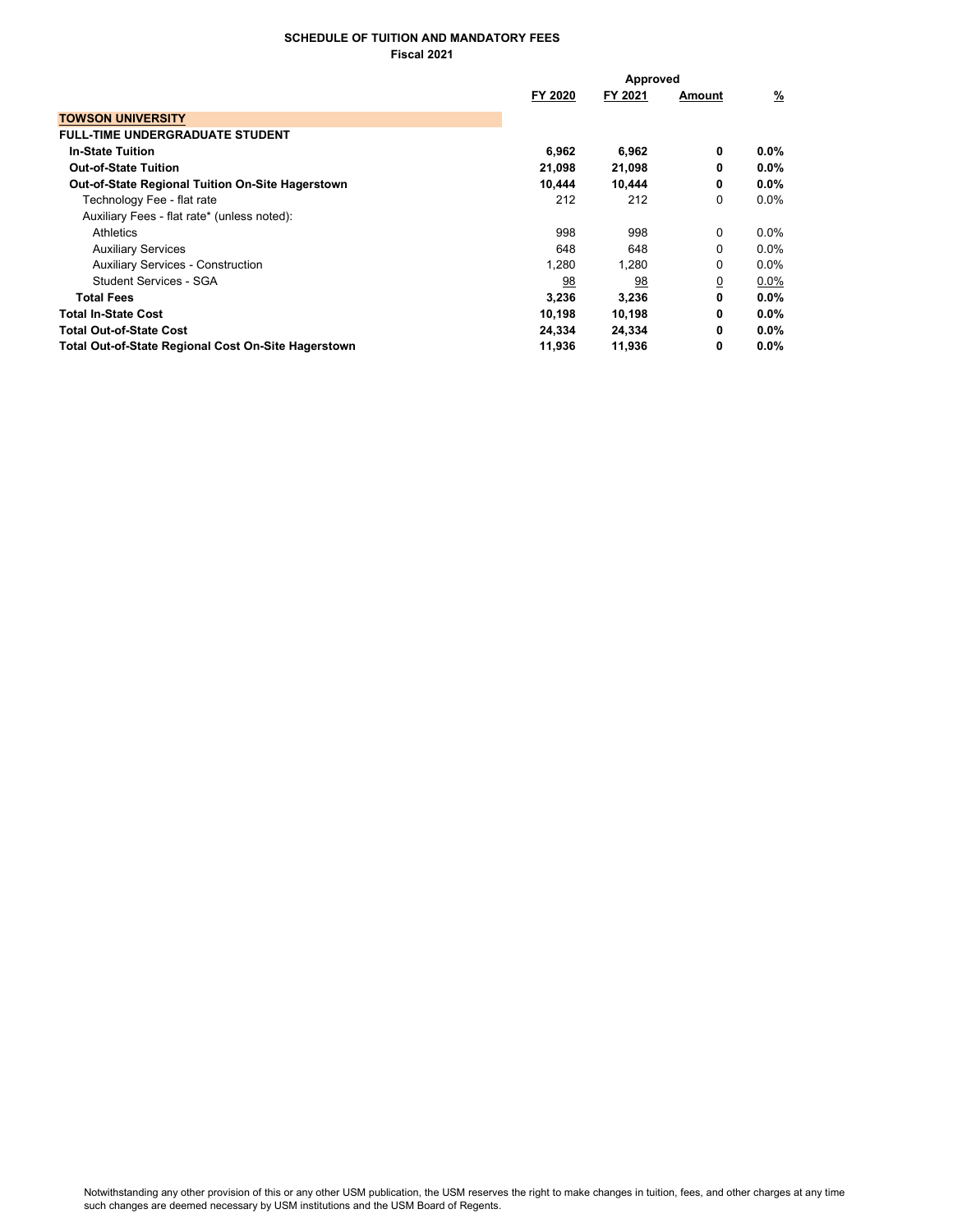**SCHEDULE OF TUITION AND MANDATORY FEES**
**Fiscal 2021**

| | FY 2020 | FY 2021 | Approved Amount | % |
|---|---|---|---|---|
| **TOWSON UNIVERSITY** | | | | |
| **FULL-TIME UNDERGRADUATE STUDENT** | | | | |
| **In-State Tuition** | **6,962** | **6,962** | **0** | **0.0%** |
| **Out-of-State Tuition** | **21,098** | **21,098** | **0** | **0.0%** |
| **Out-of-State Regional Tuition On-Site Hagerstown** | **10,444** | **10,444** | **0** | **0.0%** |
| Technology Fee - flat rate | 212 | 212 | 0 | 0.0% |
| Auxiliary Fees - flat rate* (unless noted): | | | | |
| Athletics | 998 | 998 | 0 | 0.0% |
| Auxiliary Services | 648 | 648 | 0 | 0.0% |
| Auxiliary Services - Construction | 1,280 | 1,280 | 0 | 0.0% |
| Student Services - SGA | 98 | 98 | 0 | 0.0% |
| **Total Fees** | **3,236** | **3,236** | **0** | **0.0%** |
| **Total In-State Cost** | **10,198** | **10,198** | **0** | **0.0%** |
| **Total Out-of-State Cost** | **24,334** | **24,334** | **0** | **0.0%** |
| **Total Out-of-State Regional Cost On-Site Hagerstown** | **11,936** | **11,936** | **0** | **0.0%** |

Notwithstanding any other provision of this or any other USM publication, the USM reserves the right to make changes in tuition, fees, and other charges at any time such changes are deemed necessary by USM institutions and the USM Board of Regents.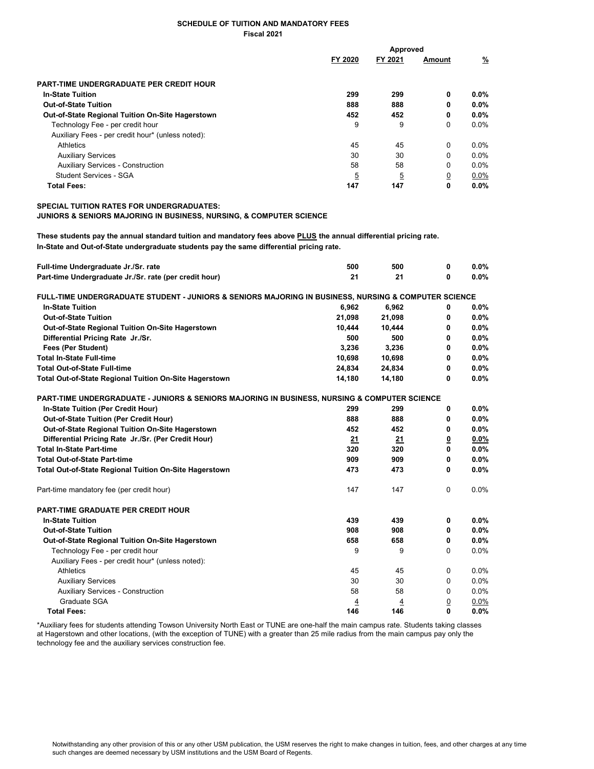**SCHEDULE OF TUITION AND MANDATORY FEES**
**Fiscal 2021**

| | FY 2020 | Approved FY 2021 | Amount | % |
|---|---|---|---|---|
| **PART-TIME UNDERGRADUATE PER CREDIT HOUR** | | | | |
| **In-State Tuition** | **299** | **299** | **0** | **0.0%** |
| **Out-of-State Tuition** | **888** | **888** | **0** | **0.0%** |
| **Out-of-State Regional Tuition On-Site Hagerstown** | **452** | **452** | **0** | **0.0%** |
| Technology Fee - per credit hour | 9 | 9 | 0 | 0.0% |
| Auxiliary Fees - per credit hour* (unless noted): | | | | |
| Athletics | 45 | 45 | 0 | 0.0% |
| Auxiliary Services | 30 | 30 | 0 | 0.0% |
| Auxiliary Services - Construction | 58 | 58 | 0 | 0.0% |
| Student Services - SGA | 5 | 5 | 0 | 0.0% |
| **Total Fees:** | **147** | **147** | **0** | **0.0%** |

**SPECIAL TUITION RATES FOR UNDERGRADUATES:**
**JUNIORS & SENIORS MAJORING IN BUSINESS, NURSING, & COMPUTER SCIENCE**

**These students pay the annual standard tuition and mandatory fees above PLUS the annual differential pricing rate.**
**In-State and Out-of-State undergraduate students pay the same differential pricing rate.**

| | FY 2020 | FY 2021 | Amount | % |
|---|---|---|---|---|
| **Full-time Undergraduate Jr./Sr. rate** | **500** | **500** | **0** | **0.0%** |
| **Part-time Undergraduate Jr./Sr. rate (per credit hour)** | **21** | **21** | **0** | **0.0%** |
| **FULL-TIME UNDERGRADUATE STUDENT - JUNIORS & SENIORS MAJORING IN BUSINESS, NURSING & COMPUTER SCIENCE** | | | | |
| **In-State Tuition** | **6,962** | **6,962** | **0** | **0.0%** |
| **Out-of-State Tuition** | **21,098** | **21,098** | **0** | **0.0%** |
| **Out-of-State Regional Tuition On-Site Hagerstown** | **10,444** | **10,444** | **0** | **0.0%** |
| **Differential Pricing Rate Jr./Sr.** | **500** | **500** | **0** | **0.0%** |
| **Fees (Per Student)** | **3,236** | **3,236** | **0** | **0.0%** |
| **Total In-State Full-time** | **10,698** | **10,698** | **0** | **0.0%** |
| **Total Out-of-State Full-time** | **24,834** | **24,834** | **0** | **0.0%** |
| **Total Out-of-State Regional Tuition On-Site Hagerstown** | **14,180** | **14,180** | **0** | **0.0%** |
| **PART-TIME UNDERGRADUATE - JUNIORS & SENIORS MAJORING IN BUSINESS, NURSING & COMPUTER SCIENCE** | | | | |
| **In-State Tuition (Per Credit Hour)** | **299** | **299** | **0** | **0.0%** |
| **Out-of-State Tuition (Per Credit Hour)** | **888** | **888** | **0** | **0.0%** |
| **Out-of-State Regional Tuition On-Site Hagerstown** | **452** | **452** | **0** | **0.0%** |
| **Differential Pricing Rate Jr./Sr. (Per Credit Hour)** | **21** | **21** | **0** | **0.0%** |
| **Total In-State Part-time** | **320** | **320** | **0** | **0.0%** |
| **Total Out-of-State Part-time** | **909** | **909** | **0** | **0.0%** |
| **Total Out-of-State Regional Tuition On-Site Hagerstown** | **473** | **473** | **0** | **0.0%** |
| Part-time mandatory fee (per credit hour) | 147 | 147 | 0 | 0.0% |
| **PART-TIME GRADUATE PER CREDIT HOUR** | | | | |
| **In-State Tuition** | **439** | **439** | **0** | **0.0%** |
| **Out-of-State Tuition** | **908** | **908** | **0** | **0.0%** |
| **Out-of-State Regional Tuition On-Site Hagerstown** | **658** | **658** | **0** | **0.0%** |
| Technology Fee - per credit hour | 9 | 9 | 0 | 0.0% |
| Auxiliary Fees - per credit hour* (unless noted): | | | | |
| Athletics | 45 | 45 | 0 | 0.0% |
| Auxiliary Services | 30 | 30 | 0 | 0.0% |
| Auxiliary Services - Construction | 58 | 58 | 0 | 0.0% |
| Graduate SGA | 4 | 4 | 0 | 0.0% |
| **Total Fees:** | **146** | **146** | **0** | **0.0%** |

*Auxiliary fees for students attending Towson University North East or TUNE are one-half the main campus rate. Students taking classes at Hagerstown and other locations, (with the exception of TUNE) with a greater than 25 mile radius from the main campus pay only the technology fee and the auxiliary services construction fee.

Notwithstanding any other provision of this or any other USM publication, the USM reserves the right to make changes in tuition, fees, and other charges at any time such changes are deemed necessary by USM institutions and the USM Board of Regents.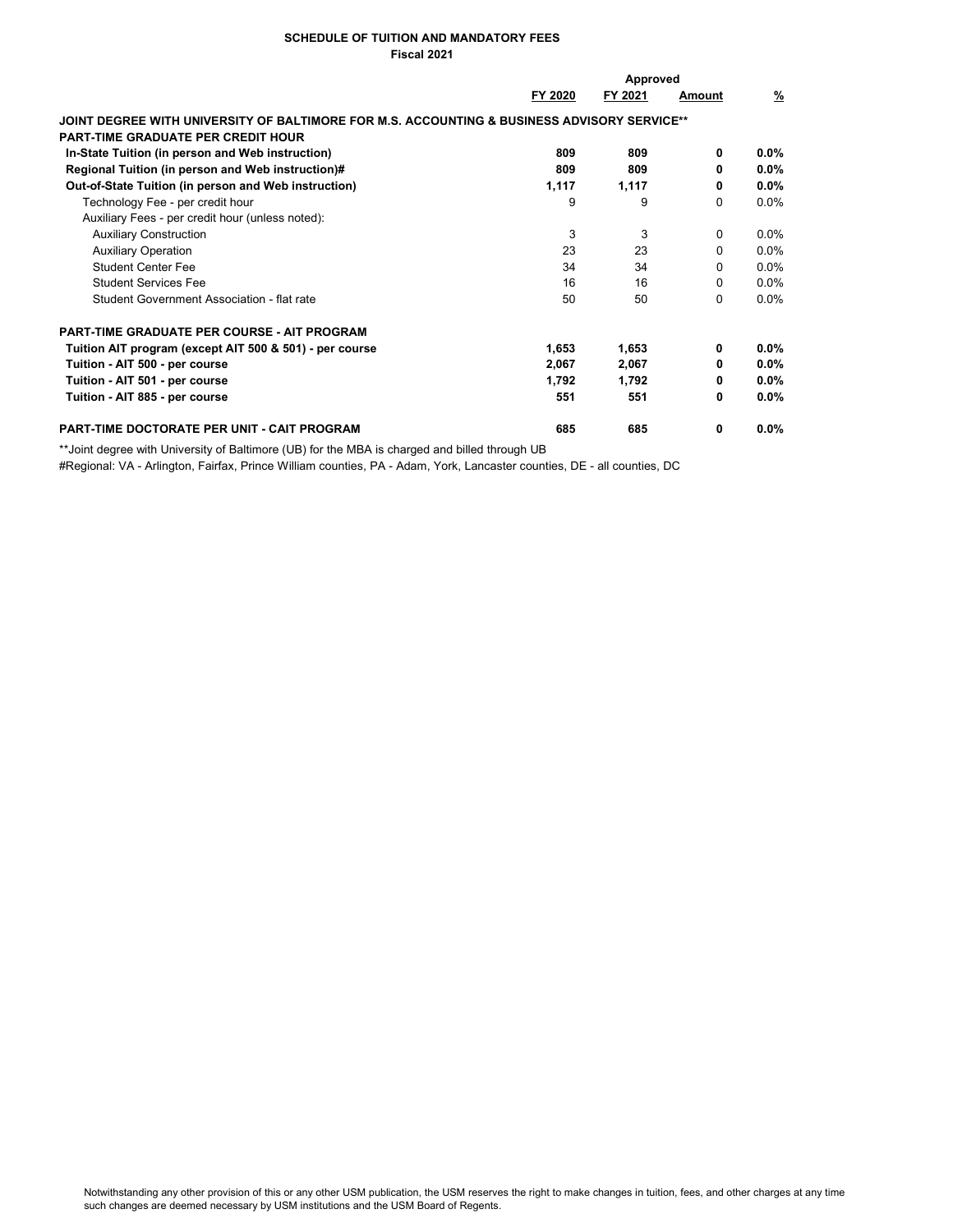**SCHEDULE OF TUITION AND MANDATORY FEES**
**Fiscal 2021**

| | | Approved | | |
|---|---|---|---|---|
| | FY 2020 | FY 2021 | Amount | % |
| **JOINT DEGREE WITH UNIVERSITY OF BALTIMORE FOR M.S. ACCOUNTING & BUSINESS ADVISORY SERVICE\*\*** | | | | |
| **PART-TIME GRADUATE PER CREDIT HOUR** | | | | |
| **In-State Tuition (in person and Web instruction)** | **809** | **809** | **0** | **0.0%** |
| **Regional Tuition (in person and Web instruction)#** | **809** | **809** | **0** | **0.0%** |
| **Out-of-State Tuition (in person and Web instruction)** | **1,117** | **1,117** | **0** | **0.0%** |
| Technology Fee - per credit hour | 9 | 9 | 0 | 0.0% |
| Auxiliary Fees - per credit hour (unless noted): | | | | |
| Auxiliary Construction | 3 | 3 | 0 | 0.0% |
| Auxiliary Operation | 23 | 23 | 0 | 0.0% |
| Student Center Fee | 34 | 34 | 0 | 0.0% |
| Student Services Fee | 16 | 16 | 0 | 0.0% |
| Student Government Association - flat rate | 50 | 50 | 0 | 0.0% |
| **PART-TIME GRADUATE PER COURSE - AIT PROGRAM** | | | | |
| **Tuition AIT program (except AIT 500 & 501) - per course** | **1,653** | **1,653** | **0** | **0.0%** |
| **Tuition - AIT 500 - per course** | **2,067** | **2,067** | **0** | **0.0%** |
| **Tuition - AIT 501 - per course** | **1,792** | **1,792** | **0** | **0.0%** |
| **Tuition - AIT 885 - per course** | **551** | **551** | **0** | **0.0%** |
| **PART-TIME DOCTORATE PER UNIT - CAIT PROGRAM** | **685** | **685** | **0** | **0.0%** |

**Joint degree with University of Baltimore (UB) for the MBA is charged and billed through UB

#Regional: VA - Arlington, Fairfax, Prince William counties, PA - Adam, York, Lancaster counties, DE - all counties, DC

Notwithstanding any other provision of this or any other USM publication, the USM reserves the right to make changes in tuition, fees, and other charges at any time such changes are deemed necessary by USM institutions and the USM Board of Regents.